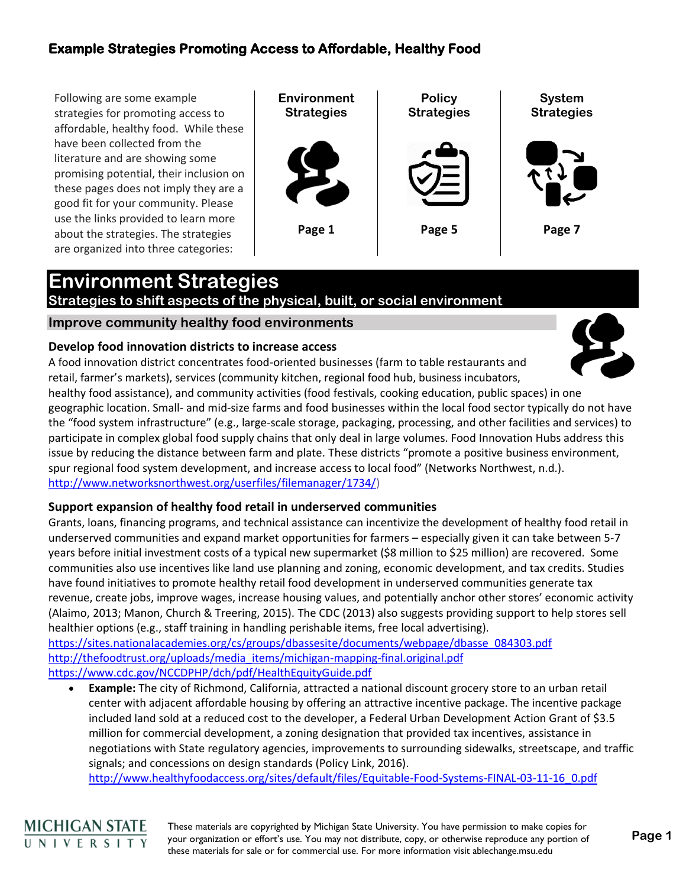# Example Strategies Promoting Access to Affordable, Healthy Food

Following are some example strategies for promoting access to affordable, healthy food. While these have been collected from the literature and are showing some promising potential, their inclusion on these pages does not imply they are a good fit for your community. Please use the links provided to learn more about the strategies. The strategies are organized into three categories:

| Environment Strategies | Policy Strategies | System Strategies |
|---|---|---|
| Page 1 | Page 5 | Page 7 |

## Environment Strategies

**Strategies to shift aspects of the physical, built, or social environment**

### Improve community healthy food environments

**Develop food innovation districts to increase access**

A food innovation district concentrates food-oriented businesses (farm to table restaurants and retail, farmer's markets), services (community kitchen, regional food hub, business incubators, healthy food assistance), and community activities (food festivals, cooking education, public spaces) in one geographic location. Small- and mid-size farms and food businesses within the local food sector typically do not have the "food system infrastructure" (e.g., large-scale storage, packaging, processing, and other facilities and services) to participate in complex global food supply chains that only deal in large volumes. Food Innovation Hubs address this issue by reducing the distance between farm and plate. These districts "promote a positive business environment, spur regional food system development, and increase access to local food" (Networks Northwest, n.d.). http://www.networksnorthwest.org/userfiles/filemanager/1734/)

**Support expansion of healthy food retail in underserved communities**

Grants, loans, financing programs, and technical assistance can incentivize the development of healthy food retail in underserved communities and expand market opportunities for farmers – especially given it can take between 5-7 years before initial investment costs of a typical new supermarket ($8 million to $25 million) are recovered. Some communities also use incentives like land use planning and zoning, economic development, and tax credits. Studies have found initiatives to promote healthy retail food development in underserved communities generate tax revenue, create jobs, improve wages, increase housing values, and potentially anchor other stores' economic activity (Alaimo, 2013; Manon, Church & Treering, 2015). The CDC (2013) also suggests providing support to help stores sell healthier options (e.g., staff training in handling perishable items, free local advertising).
https://sites.nationalacademies.org/cs/groups/dbassesite/documents/webpage/dbasse_084303.pdf
http://thefoodtrust.org/uploads/media_items/michigan-mapping-final.original.pdf
https://www.cdc.gov/NCCDPHP/dch/pdf/HealthEquityGuide.pdf

- **Example:** The city of Richmond, California, attracted a national discount grocery store to an urban retail center with adjacent affordable housing by offering an attractive incentive package. The incentive package included land sold at a reduced cost to the developer, a Federal Urban Development Action Grant of $3.5 million for commercial development, a zoning designation that provided tax incentives, assistance in negotiations with State regulatory agencies, improvements to surrounding sidewalks, streetscape, and traffic signals; and concessions on design standards (Policy Link, 2016).
  http://www.healthyfoodaccess.org/sites/default/files/Equitable-Food-Systems-FINAL-03-11-16_0.pdf

These materials are copyrighted by Michigan State University. You have permission to make copies for your organization or effort's use. You may not distribute, copy, or otherwise reproduce any portion of these materials for sale or for commercial use. For more information visit ablechange.msu.edu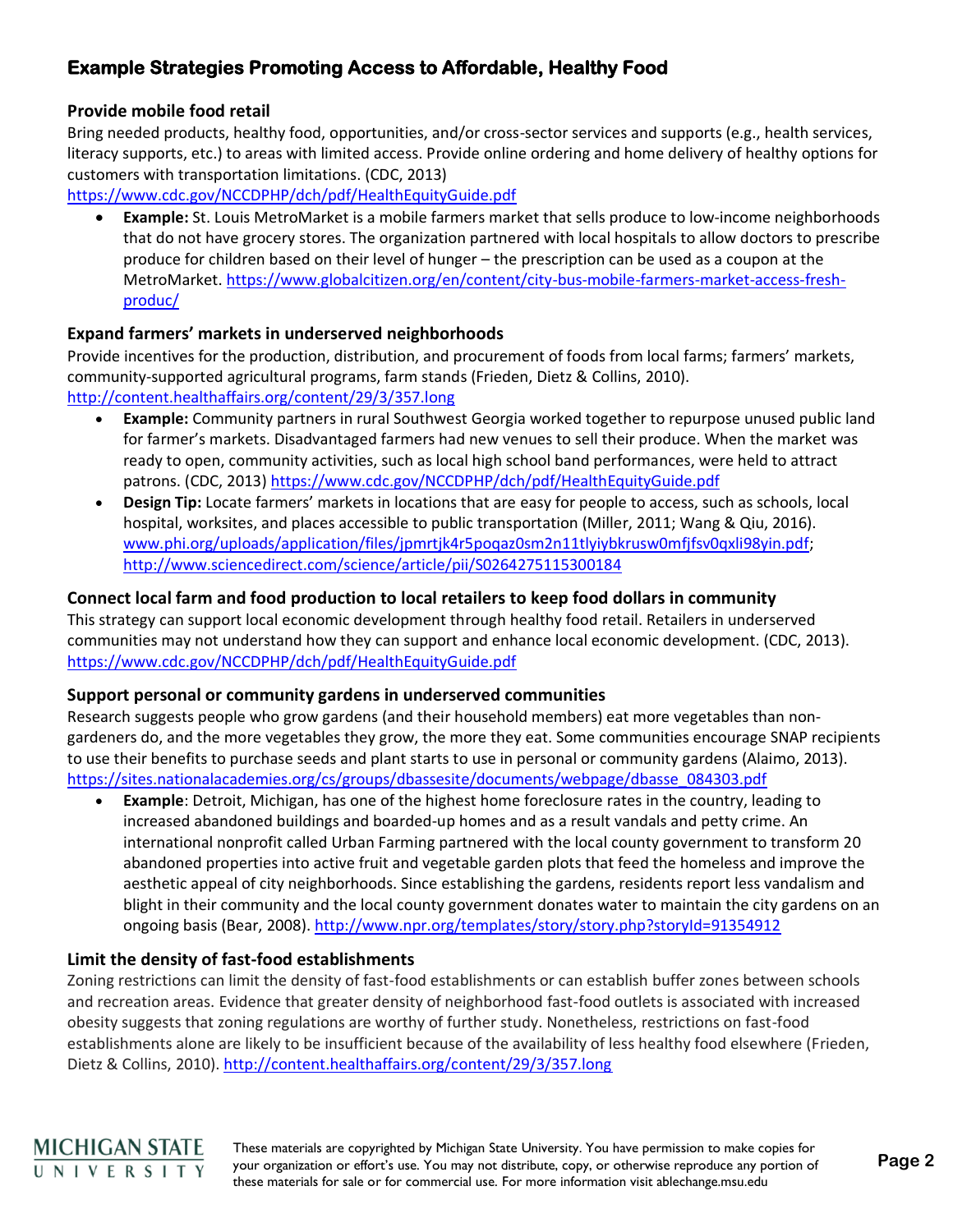## Example Strategies Promoting Access to Affordable, Healthy Food

### Provide mobile food retail

Bring needed products, healthy food, opportunities, and/or cross-sector services and supports (e.g., health services, literacy supports, etc.) to areas with limited access. Provide online ordering and home delivery of healthy options for customers with transportation limitations. (CDC, 2013)
https://www.cdc.gov/NCCDPHP/dch/pdf/HealthEquityGuide.pdf

- **Example:** St. Louis MetroMarket is a mobile farmers market that sells produce to low-income neighborhoods that do not have grocery stores. The organization partnered with local hospitals to allow doctors to prescribe produce for children based on their level of hunger – the prescription can be used as a coupon at the MetroMarket. https://www.globalcitizen.org/en/content/city-bus-mobile-farmers-market-access-fresh-produc/

### Expand farmers' markets in underserved neighborhoods

Provide incentives for the production, distribution, and procurement of foods from local farms; farmers' markets, community-supported agricultural programs, farm stands (Frieden, Dietz & Collins, 2010).
http://content.healthaffairs.org/content/29/3/357.long

- **Example:** Community partners in rural Southwest Georgia worked together to repurpose unused public land for farmer's markets. Disadvantaged farmers had new venues to sell their produce. When the market was ready to open, community activities, such as local high school band performances, were held to attract patrons. (CDC, 2013) https://www.cdc.gov/NCCDPHP/dch/pdf/HealthEquityGuide.pdf
- **Design Tip:** Locate farmers' markets in locations that are easy for people to access, such as schools, local hospital, worksites, and places accessible to public transportation (Miller, 2011; Wang & Qiu, 2016). www.phi.org/uploads/application/files/jpmrtjk4r5poqaz0sm2n11tlyiybkrusw0mfjfsv0qxli98yin.pdf; http://www.sciencedirect.com/science/article/pii/S0264275115300184

### Connect local farm and food production to local retailers to keep food dollars in community

This strategy can support local economic development through healthy food retail. Retailers in underserved communities may not understand how they can support and enhance local economic development. (CDC, 2013).
https://www.cdc.gov/NCCDPHP/dch/pdf/HealthEquityGuide.pdf

### Support personal or community gardens in underserved communities

Research suggests people who grow gardens (and their household members) eat more vegetables than non-gardeners do, and the more vegetables they grow, the more they eat. Some communities encourage SNAP recipients to use their benefits to purchase seeds and plant starts to use in personal or community gardens (Alaimo, 2013).
https://sites.nationalacademies.org/cs/groups/dbassesite/documents/webpage/dbasse_084303.pdf

- **Example**: Detroit, Michigan, has one of the highest home foreclosure rates in the country, leading to increased abandoned buildings and boarded-up homes and as a result vandals and petty crime. An international nonprofit called Urban Farming partnered with the local county government to transform 20 abandoned properties into active fruit and vegetable garden plots that feed the homeless and improve the aesthetic appeal of city neighborhoods. Since establishing the gardens, residents report less vandalism and blight in their community and the local county government donates water to maintain the city gardens on an ongoing basis (Bear, 2008). http://www.npr.org/templates/story/story.php?storyId=91354912

### Limit the density of fast-food establishments

Zoning restrictions can limit the density of fast-food establishments or can establish buffer zones between schools and recreation areas. Evidence that greater density of neighborhood fast-food outlets is associated with increased obesity suggests that zoning regulations are worthy of further study. Nonetheless, restrictions on fast-food establishments alone are likely to be insufficient because of the availability of less healthy food elsewhere (Frieden, Dietz & Collins, 2010). http://content.healthaffairs.org/content/29/3/357.long

MICHIGAN STATE UNIVERSITY

These materials are copyrighted by Michigan State University. You have permission to make copies for your organization or effort's use. You may not distribute, copy, or otherwise reproduce any portion of these materials for sale or for commercial use. For more information visit ablechange.msu.edu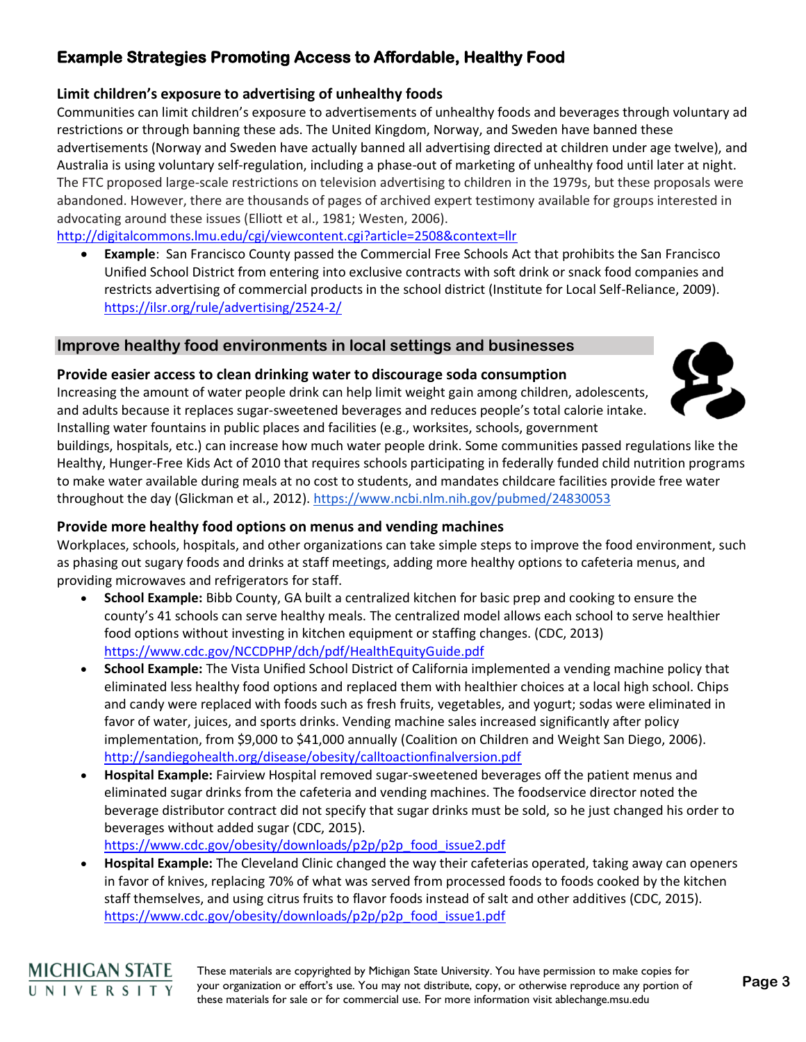## Example Strategies Promoting Access to Affordable, Healthy Food

### Limit children's exposure to advertising of unhealthy foods

Communities can limit children's exposure to advertisements of unhealthy foods and beverages through voluntary ad restrictions or through banning these ads. The United Kingdom, Norway, and Sweden have banned these advertisements (Norway and Sweden have actually banned all advertising directed at children under age twelve), and Australia is using voluntary self-regulation, including a phase-out of marketing of unhealthy food until later at night. The FTC proposed large-scale restrictions on television advertising to children in the 1979s, but these proposals were abandoned. However, there are thousands of pages of archived expert testimony available for groups interested in advocating around these issues (Elliott et al., 1981; Westen, 2006).
http://digitalcommons.lmu.edu/cgi/viewcontent.cgi?article=2508&context=llr

- **Example**: San Francisco County passed the Commercial Free Schools Act that prohibits the San Francisco Unified School District from entering into exclusive contracts with soft drink or snack food companies and restricts advertising of commercial products in the school district (Institute for Local Self-Reliance, 2009). https://ilsr.org/rule/advertising/2524-2/

## Improve healthy food environments in local settings and businesses

### Provide easier access to clean drinking water to discourage soda consumption

Increasing the amount of water people drink can help limit weight gain among children, adolescents, and adults because it replaces sugar-sweetened beverages and reduces people's total calorie intake. Installing water fountains in public places and facilities (e.g., worksites, schools, government buildings, hospitals, etc.) can increase how much water people drink. Some communities passed regulations like the Healthy, Hunger-Free Kids Act of 2010 that requires schools participating in federally funded child nutrition programs to make water available during meals at no cost to students, and mandates childcare facilities provide free water throughout the day (Glickman et al., 2012). https://www.ncbi.nlm.nih.gov/pubmed/24830053

### Provide more healthy food options on menus and vending machines

Workplaces, schools, hospitals, and other organizations can take simple steps to improve the food environment, such as phasing out sugary foods and drinks at staff meetings, adding more healthy options to cafeteria menus, and providing microwaves and refrigerators for staff.

- **School Example:** Bibb County, GA built a centralized kitchen for basic prep and cooking to ensure the county's 41 schools can serve healthy meals. The centralized model allows each school to serve healthier food options without investing in kitchen equipment or staffing changes. (CDC, 2013) https://www.cdc.gov/NCCDPHP/dch/pdf/HealthEquityGuide.pdf
- **School Example:** The Vista Unified School District of California implemented a vending machine policy that eliminated less healthy food options and replaced them with healthier choices at a local high school. Chips and candy were replaced with foods such as fresh fruits, vegetables, and yogurt; sodas were eliminated in favor of water, juices, and sports drinks. Vending machine sales increased significantly after policy implementation, from $9,000 to $41,000 annually (Coalition on Children and Weight San Diego, 2006). http://sandiegohealth.org/disease/obesity/calltoactionfinalversion.pdf
- **Hospital Example:** Fairview Hospital removed sugar-sweetened beverages off the patient menus and eliminated sugar drinks from the cafeteria and vending machines. The foodservice director noted the beverage distributor contract did not specify that sugar drinks must be sold, so he just changed his order to beverages without added sugar (CDC, 2015). https://www.cdc.gov/obesity/downloads/p2p/p2p_food_issue2.pdf
- **Hospital Example:** The Cleveland Clinic changed the way their cafeterias operated, taking away can openers in favor of knives, replacing 70% of what was served from processed foods to foods cooked by the kitchen staff themselves, and using citrus fruits to flavor foods instead of salt and other additives (CDC, 2015). https://www.cdc.gov/obesity/downloads/p2p/p2p_food_issue1.pdf

These materials are copyrighted by Michigan State University. You have permission to make copies for your organization or effort's use. You may not distribute, copy, or otherwise reproduce any portion of these materials for sale or for commercial use. For more information visit ablechange.msu.edu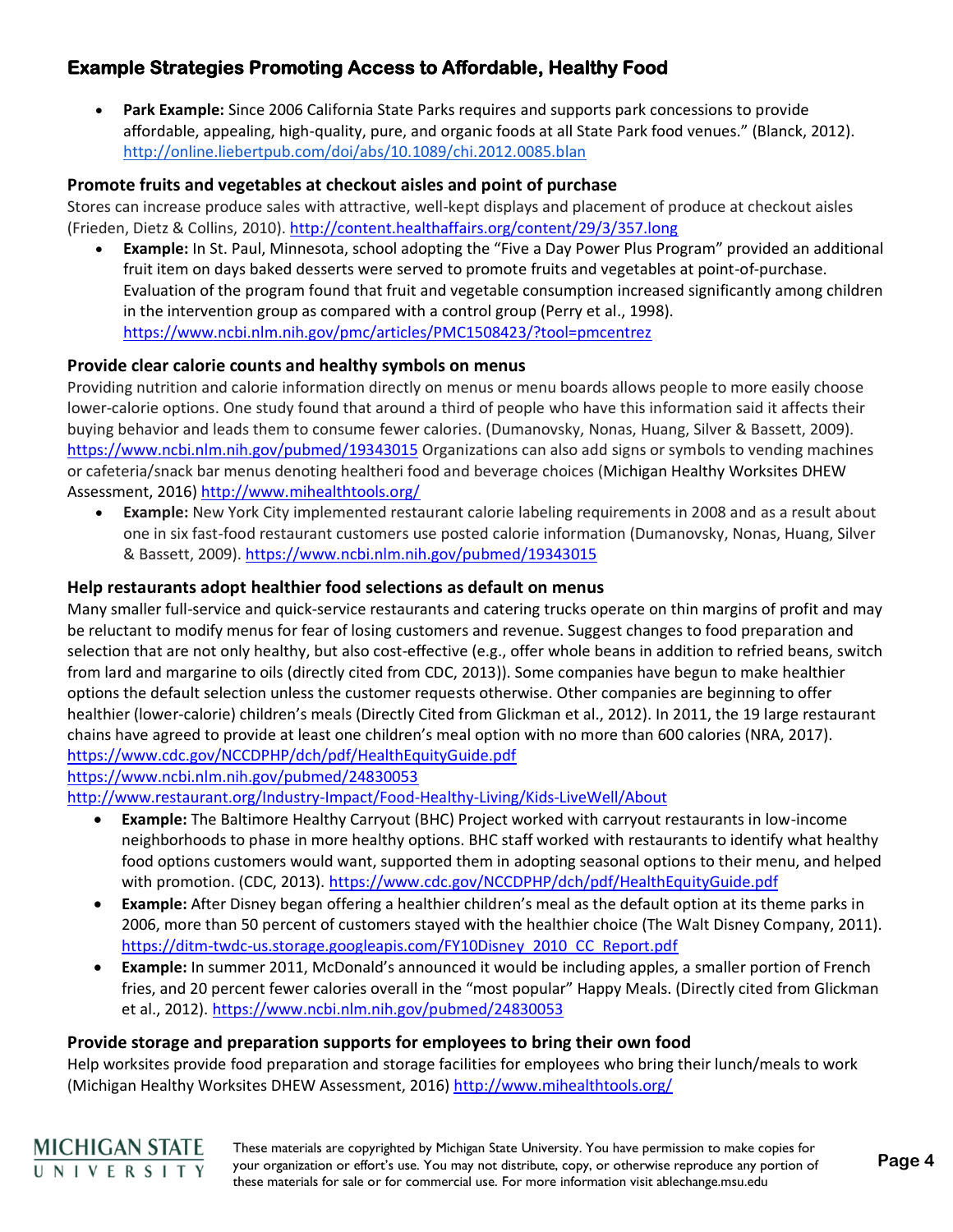## Example Strategies Promoting Access to Affordable, Healthy Food

- **Park Example:** Since 2006 California State Parks requires and supports park concessions to provide affordable, appealing, high-quality, pure, and organic foods at all State Park food venues." (Blanck, 2012). http://online.liebertpub.com/doi/abs/10.1089/chi.2012.0085.blan

### Promote fruits and vegetables at checkout aisles and point of purchase

Stores can increase produce sales with attractive, well-kept displays and placement of produce at checkout aisles (Frieden, Dietz & Collins, 2010). http://content.healthaffairs.org/content/29/3/357.long

- **Example:** In St. Paul, Minnesota, school adopting the "Five a Day Power Plus Program" provided an additional fruit item on days baked desserts were served to promote fruits and vegetables at point-of-purchase. Evaluation of the program found that fruit and vegetable consumption increased significantly among children in the intervention group as compared with a control group (Perry et al., 1998). https://www.ncbi.nlm.nih.gov/pmc/articles/PMC1508423/?tool=pmcentrez

### Provide clear calorie counts and healthy symbols on menus

Providing nutrition and calorie information directly on menus or menu boards allows people to more easily choose lower-calorie options. One study found that around a third of people who have this information said it affects their buying behavior and leads them to consume fewer calories. (Dumanovsky, Nonas, Huang, Silver & Bassett, 2009). https://www.ncbi.nlm.nih.gov/pubmed/19343015 Organizations can also add signs or symbols to vending machines or cafeteria/snack bar menus denoting healtheri food and beverage choices (Michigan Healthy Worksites DHEW Assessment, 2016) http://www.mihealthtools.org/

- **Example:** New York City implemented restaurant calorie labeling requirements in 2008 and as a result about one in six fast-food restaurant customers use posted calorie information (Dumanovsky, Nonas, Huang, Silver & Bassett, 2009). https://www.ncbi.nlm.nih.gov/pubmed/19343015

### Help restaurants adopt healthier food selections as default on menus

Many smaller full-service and quick-service restaurants and catering trucks operate on thin margins of profit and may be reluctant to modify menus for fear of losing customers and revenue. Suggest changes to food preparation and selection that are not only healthy, but also cost-effective (e.g., offer whole beans in addition to refried beans, switch from lard and margarine to oils (directly cited from CDC, 2013)). Some companies have begun to make healthier options the default selection unless the customer requests otherwise. Other companies are beginning to offer healthier (lower-calorie) children's meals (Directly Cited from Glickman et al., 2012). In 2011, the 19 large restaurant chains have agreed to provide at least one children's meal option with no more than 600 calories (NRA, 2017).
https://www.cdc.gov/NCCDPHP/dch/pdf/HealthEquityGuide.pdf
https://www.ncbi.nlm.nih.gov/pubmed/24830053
http://www.restaurant.org/Industry-Impact/Food-Healthy-Living/Kids-LiveWell/About

- **Example:** The Baltimore Healthy Carryout (BHC) Project worked with carryout restaurants in low-income neighborhoods to phase in more healthy options. BHC staff worked with restaurants to identify what healthy food options customers would want, supported them in adopting seasonal options to their menu, and helped with promotion. (CDC, 2013). https://www.cdc.gov/NCCDPHP/dch/pdf/HealthEquityGuide.pdf
- **Example:** After Disney began offering a healthier children's meal as the default option at its theme parks in 2006, more than 50 percent of customers stayed with the healthier choice (The Walt Disney Company, 2011). https://ditm-twdc-us.storage.googleapis.com/FY10Disney_2010_CC_Report.pdf
- **Example:** In summer 2011, McDonald's announced it would be including apples, a smaller portion of French fries, and 20 percent fewer calories overall in the "most popular" Happy Meals. (Directly cited from Glickman et al., 2012). https://www.ncbi.nlm.nih.gov/pubmed/24830053

### Provide storage and preparation supports for employees to bring their own food

Help worksites provide food preparation and storage facilities for employees who bring their lunch/meals to work (Michigan Healthy Worksites DHEW Assessment, 2016) http://www.mihealthtools.org/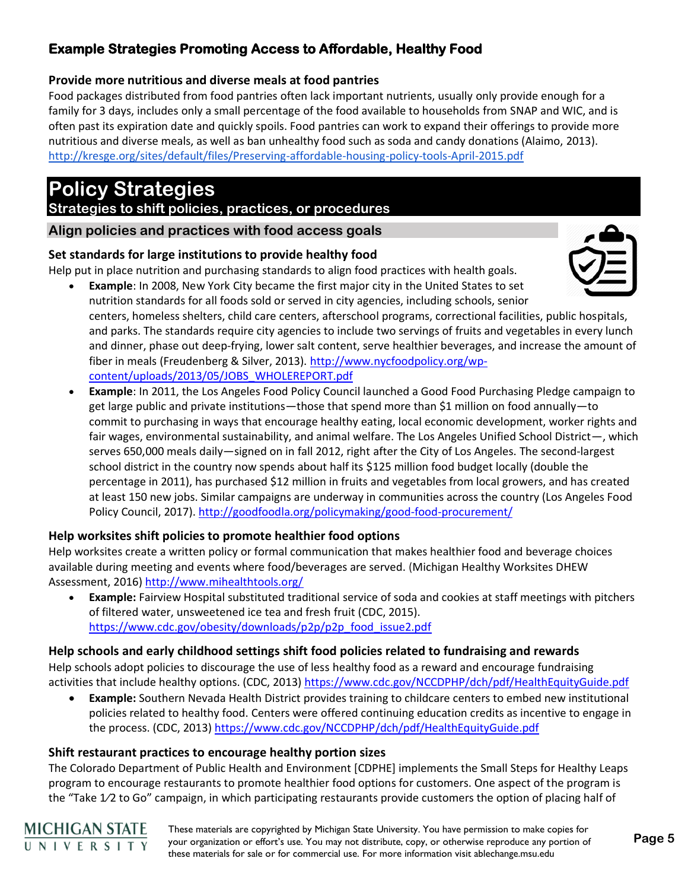### Example Strategies Promoting Access to Affordable, Healthy Food

**Provide more nutritious and diverse meals at food pantries**

Food packages distributed from food pantries often lack important nutrients, usually only provide enough for a family for 3 days, includes only a small percentage of the food available to households from SNAP and WIC, and is often past its expiration date and quickly spoils. Food pantries can work to expand their offerings to provide more nutritious and diverse meals, as well as ban unhealthy food such as soda and candy donations (Alaimo, 2013). http://kresge.org/sites/default/files/Preserving-affordable-housing-policy-tools-April-2015.pdf

# Policy Strategies

## Strategies to shift policies, practices, or procedures

### Align policies and practices with food access goals

**Set standards for large institutions to provide healthy food**

Help put in place nutrition and purchasing standards to align food practices with health goals.

- **Example**: In 2008, New York City became the first major city in the United States to set nutrition standards for all foods sold or served in city agencies, including schools, senior centers, homeless shelters, child care centers, afterschool programs, correctional facilities, public hospitals, and parks. The standards require city agencies to include two servings of fruits and vegetables in every lunch and dinner, phase out deep-frying, lower salt content, serve healthier beverages, and increase the amount of fiber in meals (Freudenberg & Silver, 2013). http://www.nycfoodpolicy.org/wp-content/uploads/2013/05/JOBS_WHOLEREPORT.pdf
- **Example**: In 2011, the Los Angeles Food Policy Council launched a Good Food Purchasing Pledge campaign to get large public and private institutions—those that spend more than $1 million on food annually—to commit to purchasing in ways that encourage healthy eating, local economic development, worker rights and fair wages, environmental sustainability, and animal welfare. The Los Angeles Unified School District—, which serves 650,000 meals daily—signed on in fall 2012, right after the City of Los Angeles. The second-largest school district in the country now spends about half its $125 million food budget locally (double the percentage in 2011), has purchased $12 million in fruits and vegetables from local growers, and has created at least 150 new jobs. Similar campaigns are underway in communities across the country (Los Angeles Food Policy Council, 2017). http://goodfoodla.org/policymaking/good-food-procurement/

**Help worksites shift policies to promote healthier food options**

Help worksites create a written policy or formal communication that makes healthier food and beverage choices available during meeting and events where food/beverages are served. (Michigan Healthy Worksites DHEW Assessment, 2016) http://www.mihealthtools.org/

- **Example:** Fairview Hospital substituted traditional service of soda and cookies at staff meetings with pitchers of filtered water, unsweetened ice tea and fresh fruit (CDC, 2015). https://www.cdc.gov/obesity/downloads/p2p/p2p_food_issue2.pdf

**Help schools and early childhood settings shift food policies related to fundraising and rewards**

Help schools adopt policies to discourage the use of less healthy food as a reward and encourage fundraising activities that include healthy options. (CDC, 2013) https://www.cdc.gov/NCCDPHP/dch/pdf/HealthEquityGuide.pdf

- **Example:** Southern Nevada Health District provides training to childcare centers to embed new institutional policies related to healthy food. Centers were offered continuing education credits as incentive to engage in the process. (CDC, 2013) https://www.cdc.gov/NCCDPHP/dch/pdf/HealthEquityGuide.pdf

**Shift restaurant practices to encourage healthy portion sizes**

The Colorado Department of Public Health and Environment [CDPHE] implements the Small Steps for Healthy Leaps program to encourage restaurants to promote healthier food options for customers. One aspect of the program is the "Take 1⁄2 to Go" campaign, in which participating restaurants provide customers the option of placing half of

These materials are copyrighted by Michigan State University. You have permission to make copies for your organization or effort's use. You may not distribute, copy, or otherwise reproduce any portion of these materials for sale or for commercial use. For more information visit ablechange.msu.edu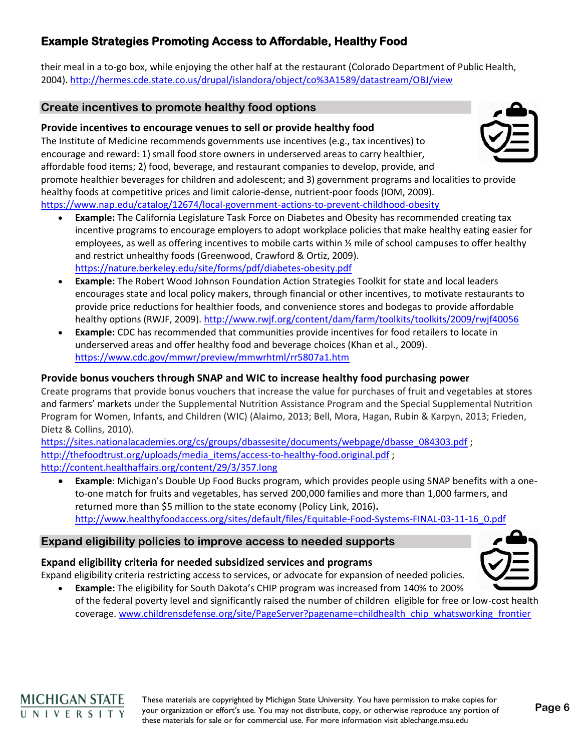their meal in a to-go box, while enjoying the other half at the restaurant (Colorado Department of Public Health, 2004). http://hermes.cde.state.co.us/drupal/islandora/object/co%3A1589/datastream/OBJ/view

## Create incentives to promote healthy food options

### Provide incentives to encourage venues to sell or provide healthy food

The Institute of Medicine recommends governments use incentives (e.g., tax incentives) to encourage and reward: 1) small food store owners in underserved areas to carry healthier, affordable food items; 2) food, beverage, and restaurant companies to develop, provide, and promote healthier beverages for children and adolescent; and 3) government programs and localities to provide healthy foods at competitive prices and limit calorie-dense, nutrient-poor foods (IOM, 2009). https://www.nap.edu/catalog/12674/local-government-actions-to-prevent-childhood-obesity

- **Example:** The California Legislature Task Force on Diabetes and Obesity has recommended creating tax incentive programs to encourage employers to adopt workplace policies that make healthy eating easier for employees, as well as offering incentives to mobile carts within ½ mile of school campuses to offer healthy and restrict unhealthy foods (Greenwood, Crawford & Ortiz, 2009). https://nature.berkeley.edu/site/forms/pdf/diabetes-obesity.pdf
- **Example:** The Robert Wood Johnson Foundation Action Strategies Toolkit for state and local leaders encourages state and local policy makers, through financial or other incentives, to motivate restaurants to provide price reductions for healthier foods, and convenience stores and bodegas to provide affordable healthy options (RWJF, 2009). http://www.rwjf.org/content/dam/farm/toolkits/toolkits/2009/rwjf40056
- **Example:** CDC has recommended that communities provide incentives for food retailers to locate in underserved areas and offer healthy food and beverage choices (Khan et al., 2009). https://www.cdc.gov/mmwr/preview/mmwrhtml/rr5807a1.htm

### Provide bonus vouchers through SNAP and WIC to increase healthy food purchasing power

Create programs that provide bonus vouchers that increase the value for purchases of fruit and vegetables at stores and farmers' markets under the Supplemental Nutrition Assistance Program and the Special Supplemental Nutrition Program for Women, Infants, and Children (WIC) (Alaimo, 2013; Bell, Mora, Hagan, Rubin & Karpyn, 2013; Frieden, Dietz & Collins, 2010).
https://sites.nationalacademies.org/cs/groups/dbassesite/documents/webpage/dbasse_084303.pdf ; http://thefoodtrust.org/uploads/media_items/access-to-healthy-food.original.pdf ; http://content.healthaffairs.org/content/29/3/357.long

- **Example**: Michigan's Double Up Food Bucks program, which provides people using SNAP benefits with a one-to-one match for fruits and vegetables, has served 200,000 families and more than 1,000 farmers, and returned more than $5 million to the state economy (Policy Link, 2016)**.** http://www.healthyfoodaccess.org/sites/default/files/Equitable-Food-Systems-FINAL-03-11-16_0.pdf

## Expand eligibility policies to improve access to needed supports

### Expand eligibility criteria for needed subsidized services and programs

Expand eligibility criteria restricting access to services, or advocate for expansion of needed policies.

- **Example:** The eligibility for South Dakota's CHIP program was increased from 140% to 200% of the federal poverty level and significantly raised the number of children eligible for free or low-cost health coverage. www.childrensdefense.org/site/PageServer?pagename=childhealth_chip_whatsworking_frontier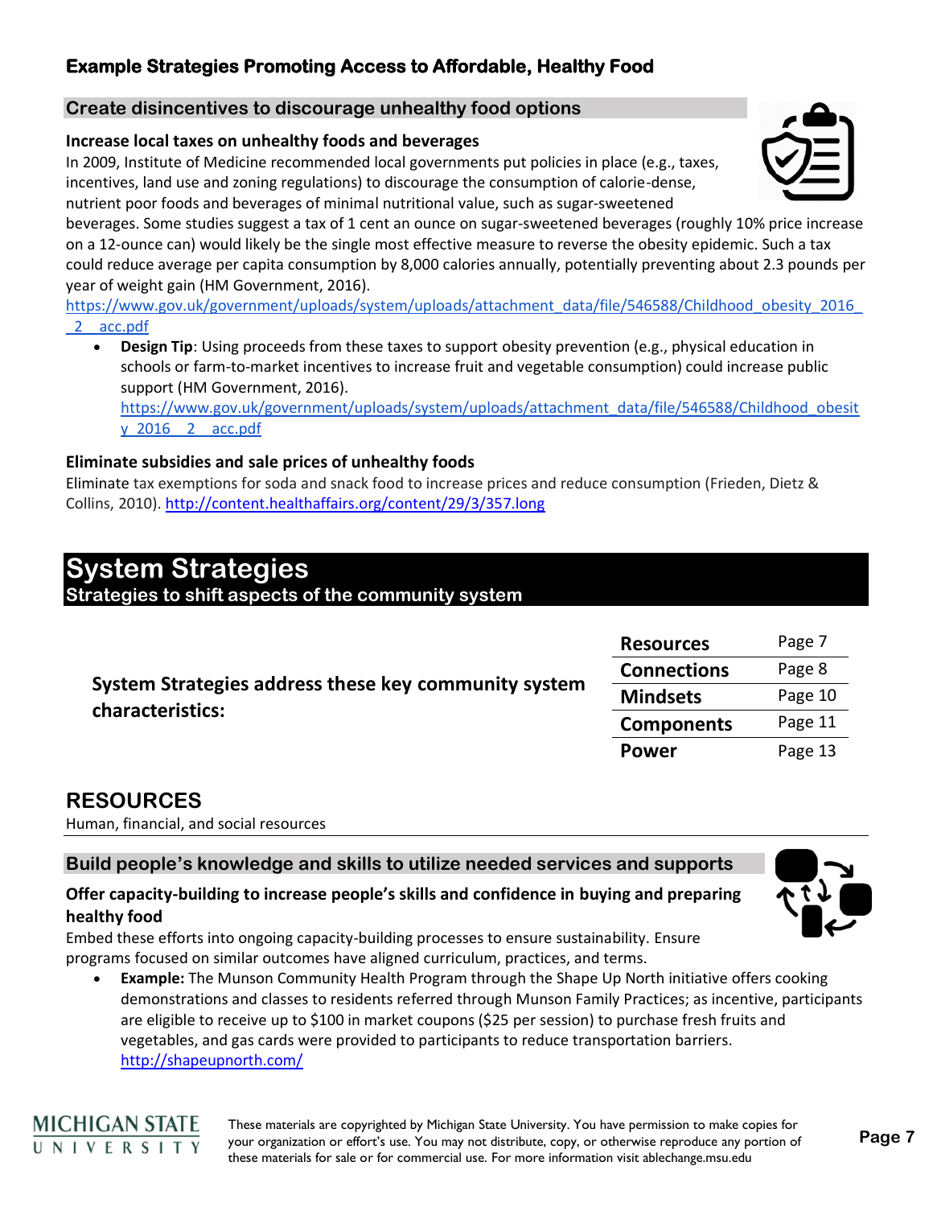## Example Strategies Promoting Access to Affordable, Healthy Food

### Create disincentives to discourage unhealthy food options

**Increase local taxes on unhealthy foods and beverages**

In 2009, Institute of Medicine recommended local governments put policies in place (e.g., taxes, incentives, land use and zoning regulations) to discourage the consumption of calorie-dense, nutrient poor foods and beverages of minimal nutritional value, such as sugar-sweetened beverages. Some studies suggest a tax of 1 cent an ounce on sugar-sweetened beverages (roughly 10% price increase on a 12-ounce can) would likely be the single most effective measure to reverse the obesity epidemic. Such a tax could reduce average per capita consumption by 8,000 calories annually, potentially preventing about 2.3 pounds per year of weight gain (HM Government, 2016). https://www.gov.uk/government/uploads/system/uploads/attachment_data/file/546588/Childhood_obesity_2016__2__acc.pdf

- **Design Tip**: Using proceeds from these taxes to support obesity prevention (e.g., physical education in schools or farm-to-market incentives to increase fruit and vegetable consumption) could increase public support (HM Government, 2016). https://www.gov.uk/government/uploads/system/uploads/attachment_data/file/546588/Childhood_obesity_2016__2__acc.pdf

**Eliminate subsidies and sale prices of unhealthy foods**

Eliminate tax exemptions for soda and snack food to increase prices and reduce consumption (Frieden, Dietz & Collins, 2010). http://content.healthaffairs.org/content/29/3/357.long

# System Strategies

**Strategies to shift aspects of the community system**

**System Strategies address these key community system characteristics:**

| | |
|---|---|
| **Resources** | Page 7 |
| **Connections** | Page 8 |
| **Mindsets** | Page 10 |
| **Components** | Page 11 |
| **Power** | Page 13 |

## RESOURCES

Human, financial, and social resources

### Build people's knowledge and skills to utilize needed services and supports

**Offer capacity-building to increase people's skills and confidence in buying and preparing healthy food**

Embed these efforts into ongoing capacity-building processes to ensure sustainability. Ensure programs focused on similar outcomes have aligned curriculum, practices, and terms.

- **Example:** The Munson Community Health Program through the Shape Up North initiative offers cooking demonstrations and classes to residents referred through Munson Family Practices; as incentive, participants are eligible to receive up to $100 in market coupons ($25 per session) to purchase fresh fruits and vegetables, and gas cards were provided to participants to reduce transportation barriers. http://shapeupnorth.com/

These materials are copyrighted by Michigan State University. You have permission to make copies for your organization or effort's use. You may not distribute, copy, or otherwise reproduce any portion of these materials for sale or for commercial use. For more information visit ablechange.msu.edu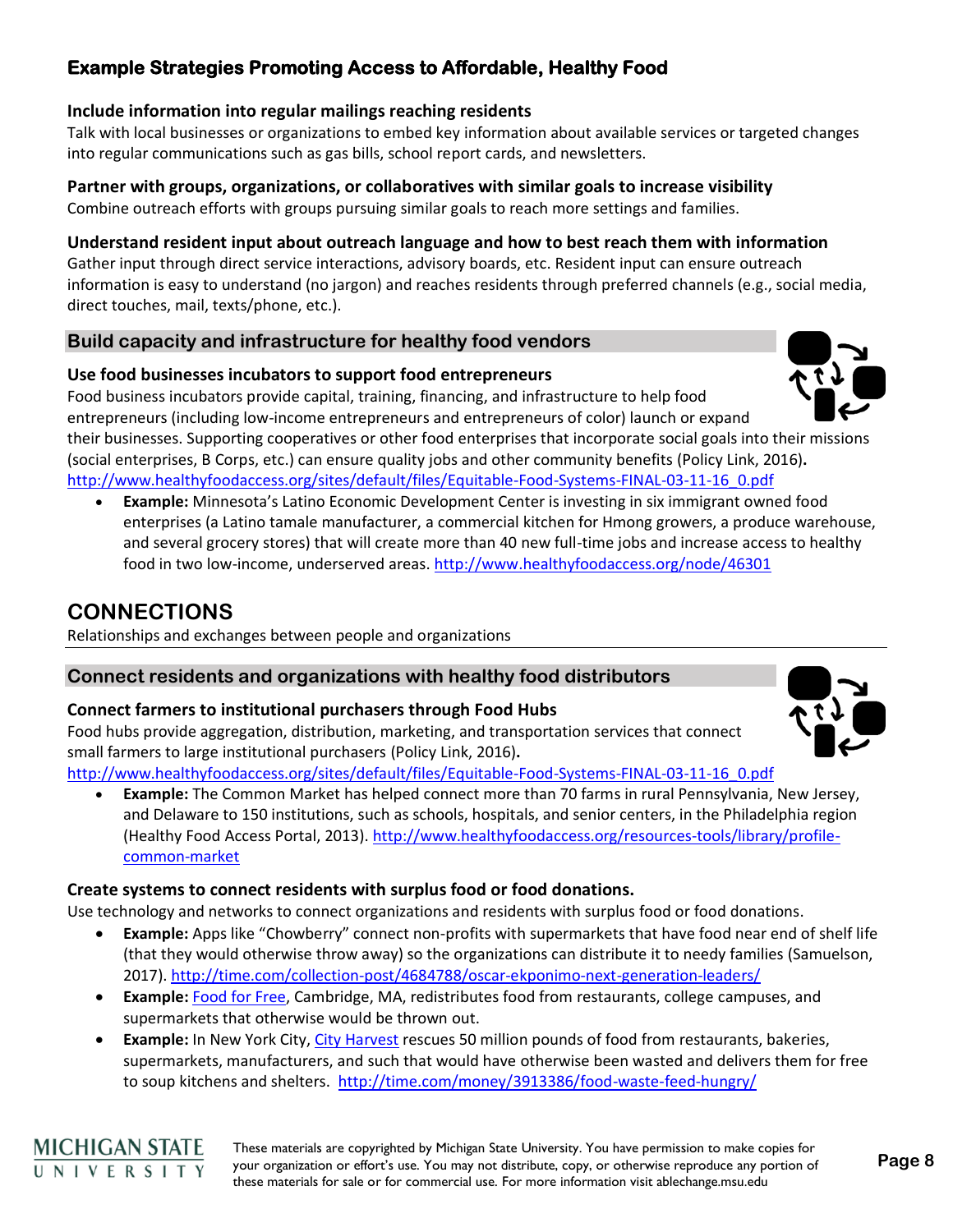### Example Strategies Promoting Access to Affordable, Healthy Food

**Include information into regular mailings reaching residents**

Talk with local businesses or organizations to embed key information about available services or targeted changes into regular communications such as gas bills, school report cards, and newsletters.

**Partner with groups, organizations, or collaboratives with similar goals to increase visibility**

Combine outreach efforts with groups pursuing similar goals to reach more settings and families.

**Understand resident input about outreach language and how to best reach them with information**

Gather input through direct service interactions, advisory boards, etc. Resident input can ensure outreach information is easy to understand (no jargon) and reaches residents through preferred channels (e.g., social media, direct touches, mail, texts/phone, etc.).

### Build capacity and infrastructure for healthy food vendors

**Use food businesses incubators to support food entrepreneurs**

Food business incubators provide capital, training, financing, and infrastructure to help food entrepreneurs (including low-income entrepreneurs and entrepreneurs of color) launch or expand their businesses. Supporting cooperatives or other food enterprises that incorporate social goals into their missions (social enterprises, B Corps, etc.) can ensure quality jobs and other community benefits (Policy Link, 2016). http://www.healthyfoodaccess.org/sites/default/files/Equitable-Food-Systems-FINAL-03-11-16_0.pdf

- **Example:** Minnesota's Latino Economic Development Center is investing in six immigrant owned food enterprises (a Latino tamale manufacturer, a commercial kitchen for Hmong growers, a produce warehouse, and several grocery stores) that will create more than 40 new full-time jobs and increase access to healthy food in two low-income, underserved areas. http://www.healthyfoodaccess.org/node/46301

## CONNECTIONS

Relationships and exchanges between people and organizations

### Connect residents and organizations with healthy food distributors

**Connect farmers to institutional purchasers through Food Hubs**

Food hubs provide aggregation, distribution, marketing, and transportation services that connect small farmers to large institutional purchasers (Policy Link, 2016). http://www.healthyfoodaccess.org/sites/default/files/Equitable-Food-Systems-FINAL-03-11-16_0.pdf

- **Example:** The Common Market has helped connect more than 70 farms in rural Pennsylvania, New Jersey, and Delaware to 150 institutions, such as schools, hospitals, and senior centers, in the Philadelphia region (Healthy Food Access Portal, 2013). http://www.healthyfoodaccess.org/resources-tools/library/profile-common-market

**Create systems to connect residents with surplus food or food donations.**

Use technology and networks to connect organizations and residents with surplus food or food donations.

- **Example:** Apps like "Chowberry" connect non-profits with supermarkets that have food near end of shelf life (that they would otherwise throw away) so the organizations can distribute it to needy families (Samuelson, 2017). http://time.com/collection-post/4684788/oscar-ekponimo-next-generation-leaders/
- **Example:** Food for Free, Cambridge, MA, redistributes food from restaurants, college campuses, and supermarkets that otherwise would be thrown out.
- **Example:** In New York City, City Harvest rescues 50 million pounds of food from restaurants, bakeries, supermarkets, manufacturers, and such that would have otherwise been wasted and delivers them for free to soup kitchens and shelters. http://time.com/money/3913386/food-waste-feed-hungry/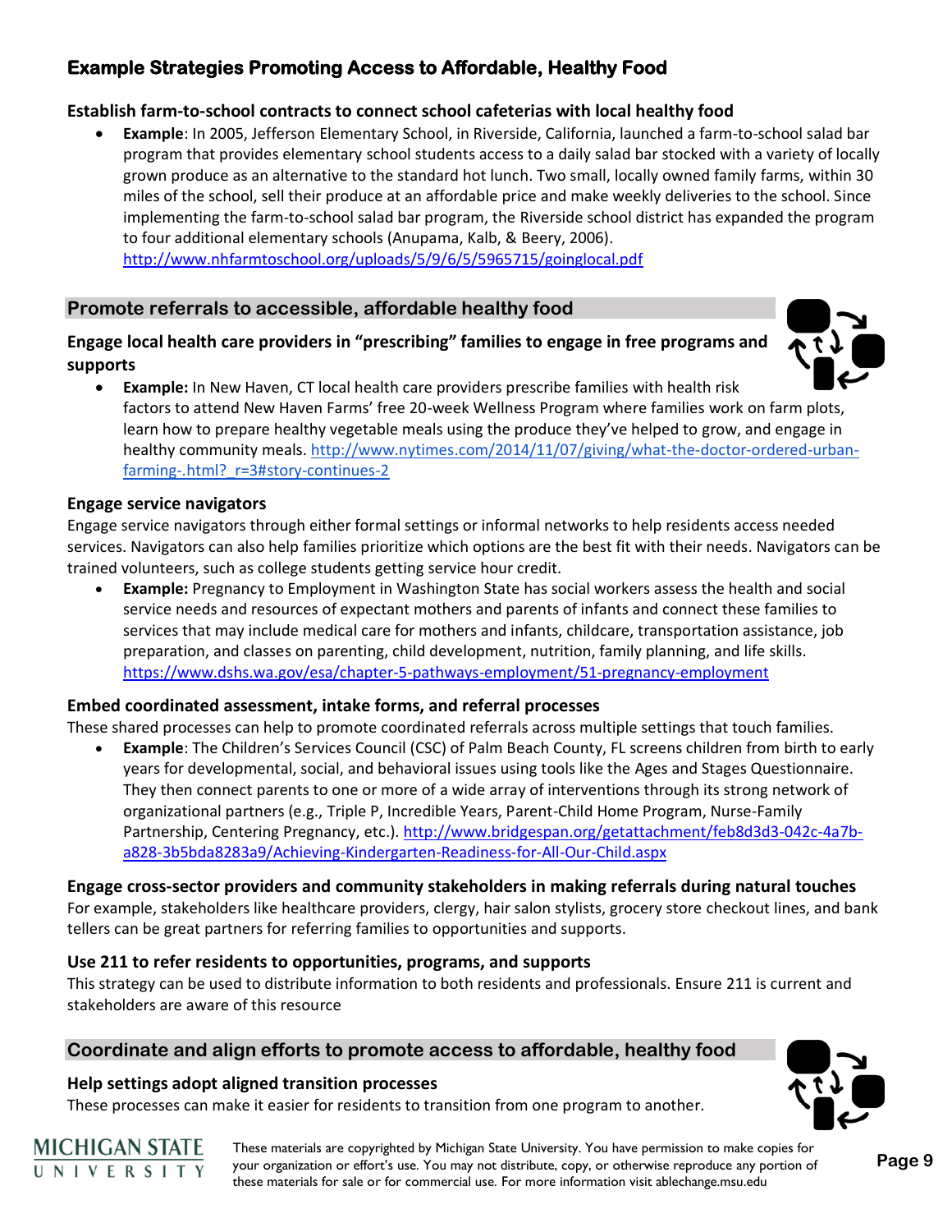## Example Strategies Promoting Access to Affordable, Healthy Food

### Establish farm-to-school contracts to connect school cafeterias with local healthy food

- **Example**: In 2005, Jefferson Elementary School, in Riverside, California, launched a farm-to-school salad bar program that provides elementary school students access to a daily salad bar stocked with a variety of locally grown produce as an alternative to the standard hot lunch. Two small, locally owned family farms, within 30 miles of the school, sell their produce at an affordable price and make weekly deliveries to the school. Since implementing the farm-to-school salad bar program, the Riverside school district has expanded the program to four additional elementary schools (Anupama, Kalb, & Beery, 2006). http://www.nhfarmtoschool.org/uploads/5/9/6/5/5965715/goinglocal.pdf

## Promote referrals to accessible, affordable healthy food

### Engage local health care providers in "prescribing" families to engage in free programs and supports

- **Example:** In New Haven, CT local health care providers prescribe families with health risk factors to attend New Haven Farms' free 20-week Wellness Program where families work on farm plots, learn how to prepare healthy vegetable meals using the produce they've helped to grow, and engage in healthy community meals. http://www.nytimes.com/2014/11/07/giving/what-the-doctor-ordered-urban-farming-.html?_r=3#story-continues-2

### Engage service navigators

Engage service navigators through either formal settings or informal networks to help residents access needed services. Navigators can also help families prioritize which options are the best fit with their needs. Navigators can be trained volunteers, such as college students getting service hour credit.

- **Example:** Pregnancy to Employment in Washington State has social workers assess the health and social service needs and resources of expectant mothers and parents of infants and connect these families to services that may include medical care for mothers and infants, childcare, transportation assistance, job preparation, and classes on parenting, child development, nutrition, family planning, and life skills. https://www.dshs.wa.gov/esa/chapter-5-pathways-employment/51-pregnancy-employment

### Embed coordinated assessment, intake forms, and referral processes

These shared processes can help to promote coordinated referrals across multiple settings that touch families.

- **Example**: The Children's Services Council (CSC) of Palm Beach County, FL screens children from birth to early years for developmental, social, and behavioral issues using tools like the Ages and Stages Questionnaire. They then connect parents to one or more of a wide array of interventions through its strong network of organizational partners (e.g., Triple P, Incredible Years, Parent-Child Home Program, Nurse-Family Partnership, Centering Pregnancy, etc.). http://www.bridgespan.org/getattachment/feb8d3d3-042c-4a7b-a828-3b5bda8283a9/Achieving-Kindergarten-Readiness-for-All-Our-Child.aspx

### Engage cross-sector providers and community stakeholders in making referrals during natural touches

For example, stakeholders like healthcare providers, clergy, hair salon stylists, grocery store checkout lines, and bank tellers can be great partners for referring families to opportunities and supports.

### Use 211 to refer residents to opportunities, programs, and supports

This strategy can be used to distribute information to both residents and professionals. Ensure 211 is current and stakeholders are aware of this resource

## Coordinate and align efforts to promote access to affordable, healthy food

### Help settings adopt aligned transition processes

These processes can make it easier for residents to transition from one program to another.

These materials are copyrighted by Michigan State University. You have permission to make copies for your organization or effort's use. You may not distribute, copy, or otherwise reproduce any portion of these materials for sale or for commercial use. For more information visit ablechange.msu.edu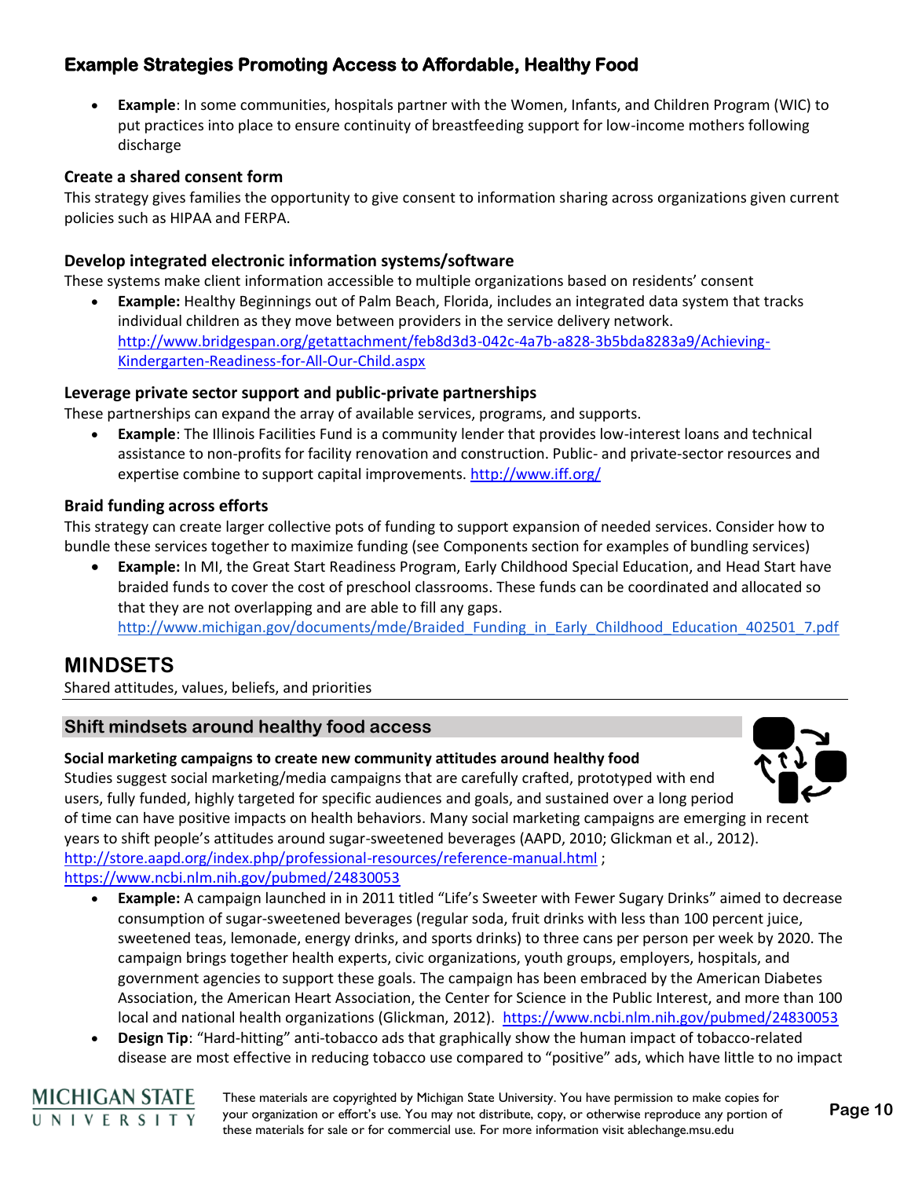## Example Strategies Promoting Access to Affordable, Healthy Food

- **Example**: In some communities, hospitals partner with the Women, Infants, and Children Program (WIC) to put practices into place to ensure continuity of breastfeeding support for low-income mothers following discharge

### Create a shared consent form

This strategy gives families the opportunity to give consent to information sharing across organizations given current policies such as HIPAA and FERPA.

### Develop integrated electronic information systems/software

These systems make client information accessible to multiple organizations based on residents' consent

- **Example:** Healthy Beginnings out of Palm Beach, Florida, includes an integrated data system that tracks individual children as they move between providers in the service delivery network. http://www.bridgespan.org/getattachment/feb8d3d3-042c-4a7b-a828-3b5bda8283a9/Achieving-Kindergarten-Readiness-for-All-Our-Child.aspx

### Leverage private sector support and public-private partnerships

These partnerships can expand the array of available services, programs, and supports.

- **Example**: The Illinois Facilities Fund is a community lender that provides low-interest loans and technical assistance to non-profits for facility renovation and construction. Public- and private-sector resources and expertise combine to support capital improvements. http://www.iff.org/

### Braid funding across efforts

This strategy can create larger collective pots of funding to support expansion of needed services. Consider how to bundle these services together to maximize funding (see Components section for examples of bundling services)

- **Example:** In MI, the Great Start Readiness Program, Early Childhood Special Education, and Head Start have braided funds to cover the cost of preschool classrooms. These funds can be coordinated and allocated so that they are not overlapping and are able to fill any gaps. http://www.michigan.gov/documents/mde/Braided_Funding_in_Early_Childhood_Education_402501_7.pdf

# MINDSETS

Shared attitudes, values, beliefs, and priorities

## Shift mindsets around healthy food access

### Social marketing campaigns to create new community attitudes around healthy food

Studies suggest social marketing/media campaigns that are carefully crafted, prototyped with end users, fully funded, highly targeted for specific audiences and goals, and sustained over a long period of time can have positive impacts on health behaviors. Many social marketing campaigns are emerging in recent years to shift people's attitudes around sugar-sweetened beverages (AAPD, 2010; Glickman et al., 2012). http://store.aapd.org/index.php/professional-resources/reference-manual.html ; https://www.ncbi.nlm.nih.gov/pubmed/24830053

- **Example:** A campaign launched in in 2011 titled "Life's Sweeter with Fewer Sugary Drinks" aimed to decrease consumption of sugar-sweetened beverages (regular soda, fruit drinks with less than 100 percent juice, sweetened teas, lemonade, energy drinks, and sports drinks) to three cans per person per week by 2020. The campaign brings together health experts, civic organizations, youth groups, employers, hospitals, and government agencies to support these goals. The campaign has been embraced by the American Diabetes Association, the American Heart Association, the Center for Science in the Public Interest, and more than 100 local and national health organizations (Glickman, 2012). https://www.ncbi.nlm.nih.gov/pubmed/24830053
- **Design Tip**: "Hard-hitting" anti-tobacco ads that graphically show the human impact of tobacco-related disease are most effective in reducing tobacco use compared to "positive" ads, which have little to no impact

These materials are copyrighted by Michigan State University. You have permission to make copies for your organization or effort's use. You may not distribute, copy, or otherwise reproduce any portion of these materials for sale or for commercial use. For more information visit ablechange.msu.edu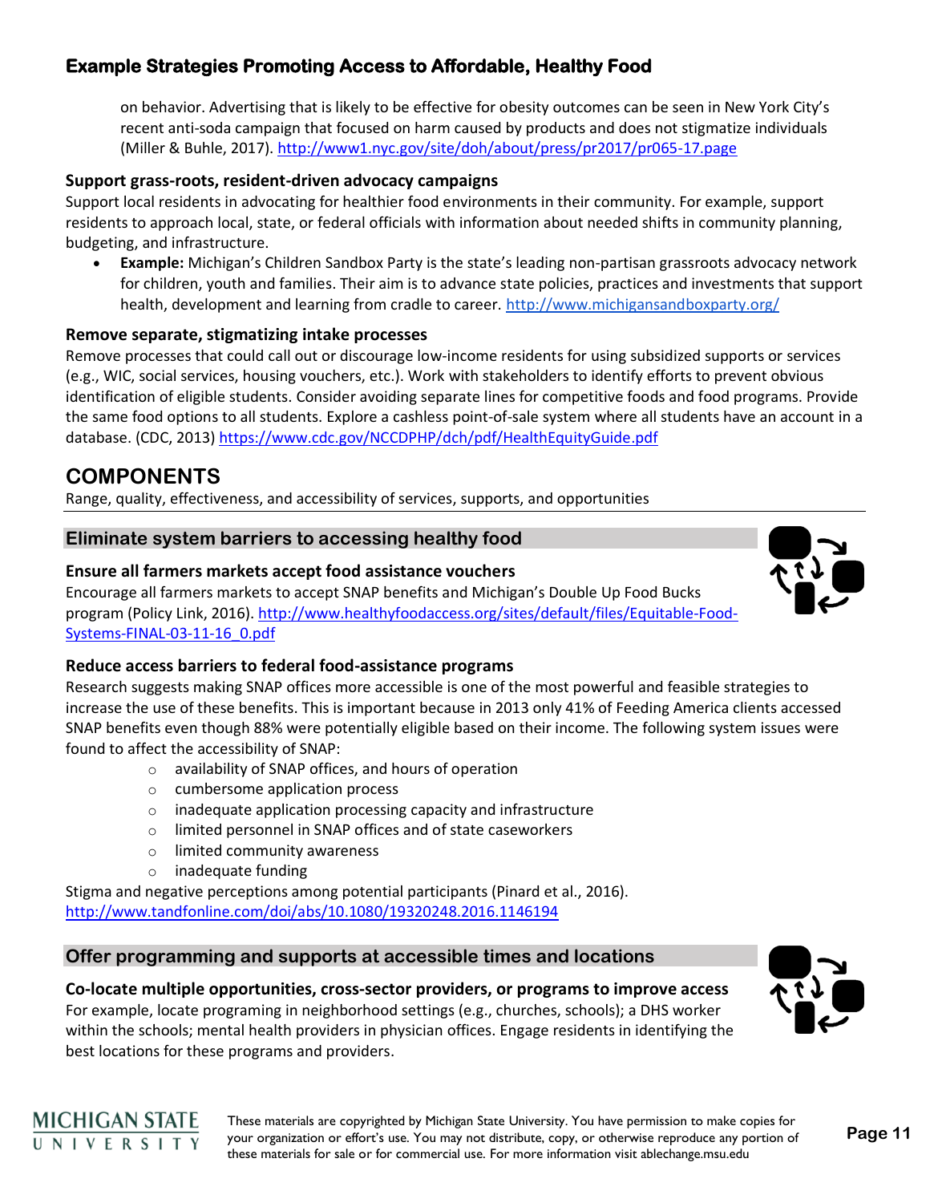on behavior. Advertising that is likely to be effective for obesity outcomes can be seen in New York City's recent anti-soda campaign that focused on harm caused by products and does not stigmatize individuals (Miller & Buhle, 2017). http://www1.nyc.gov/site/doh/about/press/pr2017/pr065-17.page

**Support grass-roots, resident-driven advocacy campaigns**

Support local residents in advocating for healthier food environments in their community. For example, support residents to approach local, state, or federal officials with information about needed shifts in community planning, budgeting, and infrastructure.

- **Example:** Michigan's Children Sandbox Party is the state's leading non-partisan grassroots advocacy network for children, youth and families. Their aim is to advance state policies, practices and investments that support health, development and learning from cradle to career. http://www.michigansandboxparty.org/

**Remove separate, stigmatizing intake processes**

Remove processes that could call out or discourage low-income residents for using subsidized supports or services (e.g., WIC, social services, housing vouchers, etc.). Work with stakeholders to identify efforts to prevent obvious identification of eligible students. Consider avoiding separate lines for competitive foods and food programs. Provide the same food options to all students. Explore a cashless point-of-sale system where all students have an account in a database. (CDC, 2013) https://www.cdc.gov/NCCDPHP/dch/pdf/HealthEquityGuide.pdf

## COMPONENTS

Range, quality, effectiveness, and accessibility of services, supports, and opportunities

### Eliminate system barriers to accessing healthy food

**Ensure all farmers markets accept food assistance vouchers**

Encourage all farmers markets to accept SNAP benefits and Michigan's Double Up Food Bucks program (Policy Link, 2016). http://www.healthyfoodaccess.org/sites/default/files/Equitable-Food-Systems-FINAL-03-11-16_0.pdf

**Reduce access barriers to federal food-assistance programs**

Research suggests making SNAP offices more accessible is one of the most powerful and feasible strategies to increase the use of these benefits. This is important because in 2013 only 41% of Feeding America clients accessed SNAP benefits even though 88% were potentially eligible based on their income. The following system issues were found to affect the accessibility of SNAP:

- availability of SNAP offices, and hours of operation
- cumbersome application process
- inadequate application processing capacity and infrastructure
- limited personnel in SNAP offices and of state caseworkers
- limited community awareness
- inadequate funding

Stigma and negative perceptions among potential participants (Pinard et al., 2016). http://www.tandfonline.com/doi/abs/10.1080/19320248.2016.1146194

### Offer programming and supports at accessible times and locations

**Co-locate multiple opportunities, cross-sector providers, or programs to improve access**

For example, locate programing in neighborhood settings (e.g., churches, schools); a DHS worker within the schools; mental health providers in physician offices. Engage residents in identifying the best locations for these programs and providers.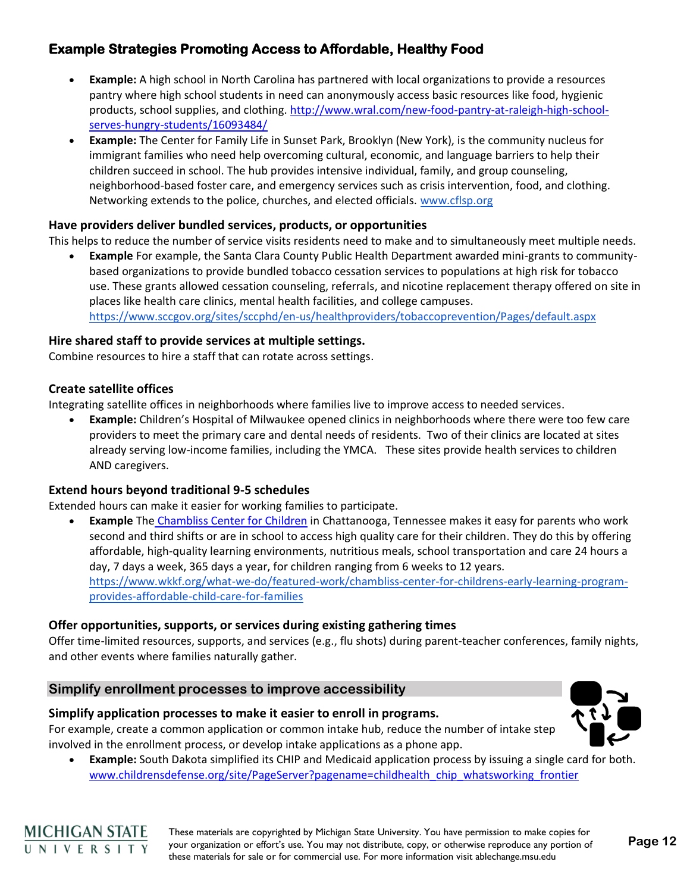## Example Strategies Promoting Access to Affordable, Healthy Food

- **Example:** A high school in North Carolina has partnered with local organizations to provide a resources pantry where high school students in need can anonymously access basic resources like food, hygienic products, school supplies, and clothing. http://www.wral.com/new-food-pantry-at-raleigh-high-school-serves-hungry-students/16093484/
- **Example:** The Center for Family Life in Sunset Park, Brooklyn (New York), is the community nucleus for immigrant families who need help overcoming cultural, economic, and language barriers to help their children succeed in school. The hub provides intensive individual, family, and group counseling, neighborhood-based foster care, and emergency services such as crisis intervention, food, and clothing. Networking extends to the police, churches, and elected officials. www.cflsp.org

### Have providers deliver bundled services, products, or opportunities

This helps to reduce the number of service visits residents need to make and to simultaneously meet multiple needs.

- **Example** For example, the Santa Clara County Public Health Department awarded mini-grants to community-based organizations to provide bundled tobacco cessation services to populations at high risk for tobacco use. These grants allowed cessation counseling, referrals, and nicotine replacement therapy offered on site in places like health care clinics, mental health facilities, and college campuses. https://www.sccgov.org/sites/sccphd/en-us/healthproviders/tobaccoprevention/Pages/default.aspx

### Hire shared staff to provide services at multiple settings.

Combine resources to hire a staff that can rotate across settings.

### Create satellite offices

Integrating satellite offices in neighborhoods where families live to improve access to needed services.

- **Example:** Children's Hospital of Milwaukee opened clinics in neighborhoods where there were too few care providers to meet the primary care and dental needs of residents. Two of their clinics are located at sites already serving low-income families, including the YMCA. These sites provide health services to children AND caregivers.

### Extend hours beyond traditional 9-5 schedules

Extended hours can make it easier for working families to participate.

- **Example** The Chambliss Center for Children in Chattanooga, Tennessee makes it easy for parents who work second and third shifts or are in school to access high quality care for their children. They do this by offering affordable, high-quality learning environments, nutritious meals, school transportation and care 24 hours a day, 7 days a week, 365 days a year, for children ranging from 6 weeks to 12 years. https://www.wkkf.org/what-we-do/featured-work/chambliss-center-for-childrens-early-learning-program-provides-affordable-child-care-for-families

### Offer opportunities, supports, or services during existing gathering times

Offer time-limited resources, supports, and services (e.g., flu shots) during parent-teacher conferences, family nights, and other events where families naturally gather.

## Simplify enrollment processes to improve accessibility

### Simplify application processes to make it easier to enroll in programs.

For example, create a common application or common intake hub, reduce the number of intake step involved in the enrollment process, or develop intake applications as a phone app.

- **Example:** South Dakota simplified its CHIP and Medicaid application process by issuing a single card for both. www.childrensdefense.org/site/PageServer?pagename=childhealth_chip_whatsworking_frontier

These materials are copyrighted by Michigan State University. You have permission to make copies for your organization or effort's use. You may not distribute, copy, or otherwise reproduce any portion of these materials for sale or for commercial use. For more information visit ablechange.msu.edu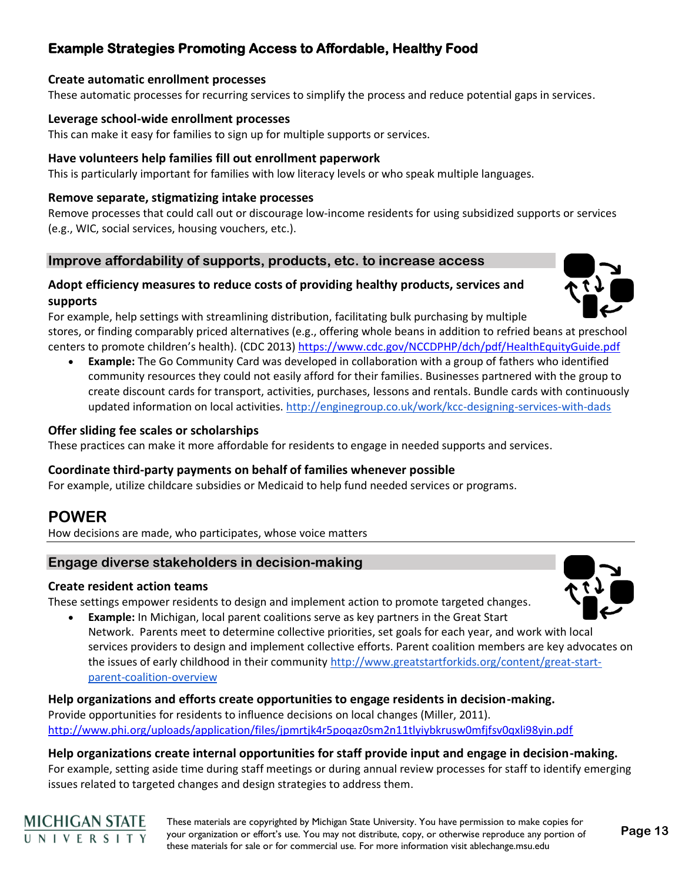## Example Strategies Promoting Access to Affordable, Healthy Food

**Create automatic enrollment processes**

These automatic processes for recurring services to simplify the process and reduce potential gaps in services.

**Leverage school-wide enrollment processes**

This can make it easy for families to sign up for multiple supports or services.

**Have volunteers help families fill out enrollment paperwork**

This is particularly important for families with low literacy levels or who speak multiple languages.

**Remove separate, stigmatizing intake processes**

Remove processes that could call out or discourage low-income residents for using subsidized supports or services (e.g., WIC, social services, housing vouchers, etc.).

### Improve affordability of supports, products, etc. to increase access

**Adopt efficiency measures to reduce costs of providing healthy products, services and supports**

For example, help settings with streamlining distribution, facilitating bulk purchasing by multiple stores, or finding comparably priced alternatives (e.g., offering whole beans in addition to refried beans at preschool centers to promote children's health). (CDC 2013) https://www.cdc.gov/NCCDPHP/dch/pdf/HealthEquityGuide.pdf

- **Example:** The Go Community Card was developed in collaboration with a group of fathers who identified community resources they could not easily afford for their families. Businesses partnered with the group to create discount cards for transport, activities, purchases, lessons and rentals. Bundle cards with continuously updated information on local activities. http://enginegroup.co.uk/work/kcc-designing-services-with-dads

**Offer sliding fee scales or scholarships**

These practices can make it more affordable for residents to engage in needed supports and services.

**Coordinate third-party payments on behalf of families whenever possible**

For example, utilize childcare subsidies or Medicaid to help fund needed services or programs.

## POWER

How decisions are made, who participates, whose voice matters

### Engage diverse stakeholders in decision-making

**Create resident action teams**

These settings empower residents to design and implement action to promote targeted changes.

- **Example:** In Michigan, local parent coalitions serve as key partners in the Great Start Network. Parents meet to determine collective priorities, set goals for each year, and work with local services providers to design and implement collective efforts. Parent coalition members are key advocates on the issues of early childhood in their community http://www.greatstartforkids.org/content/great-start-parent-coalition-overview

**Help organizations and efforts create opportunities to engage residents in decision-making.**

Provide opportunities for residents to influence decisions on local changes (Miller, 2011). http://www.phi.org/uploads/application/files/jpmrtjk4r5poqaz0sm2n11tlyiybkrusw0mfjfsv0qxli98yin.pdf

**Help organizations create internal opportunities for staff provide input and engage in decision-making.**

For example, setting aside time during staff meetings or during annual review processes for staff to identify emerging issues related to targeted changes and design strategies to address them.